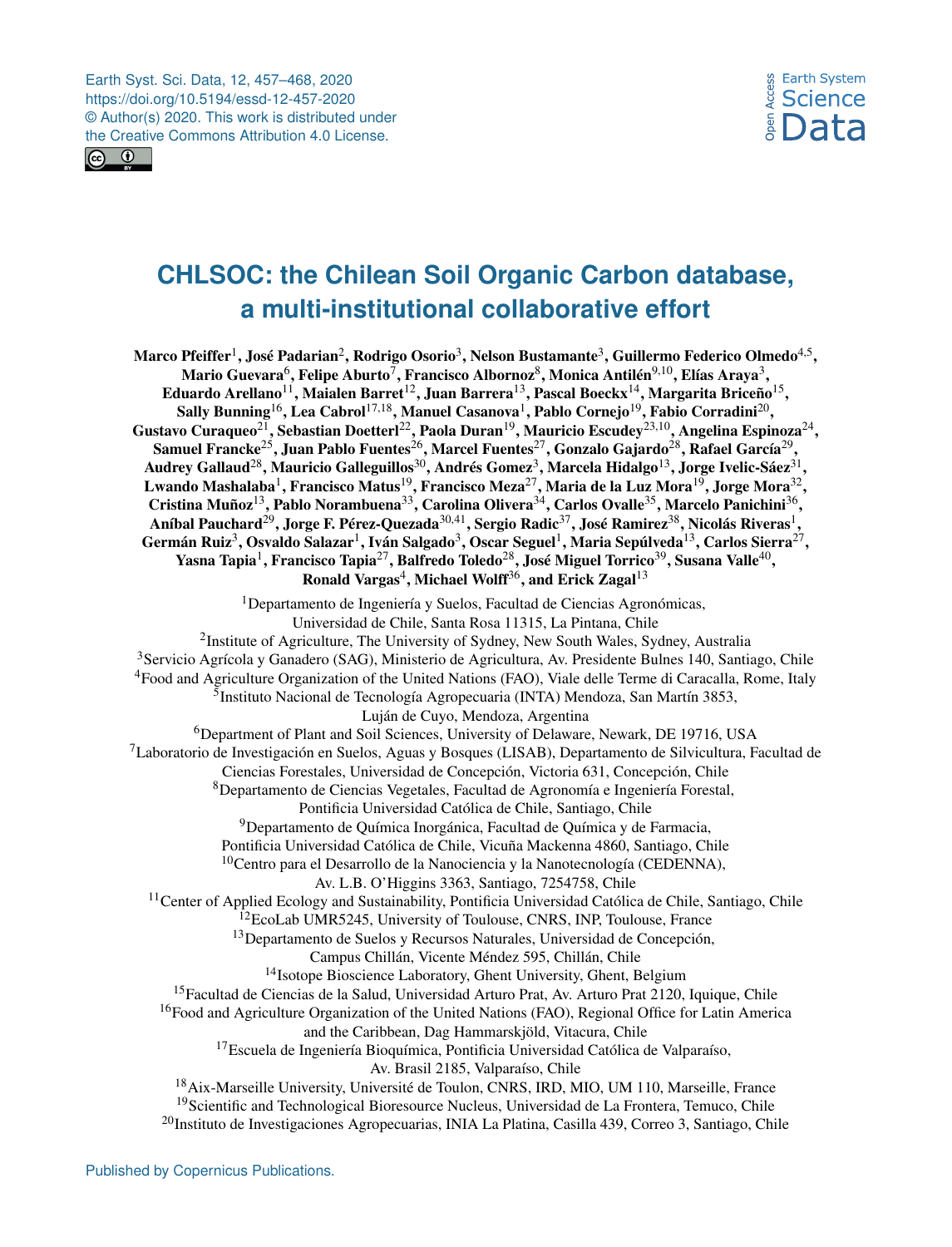# CHLSOC: the Chilean Soil Organic Carbon database, a multi-institutional collaborative effort

**Marco Pfeiffer[1], José Padarian[2], Rodrigo Osorio[3], Nelson Bustamante[3], Guillermo Federico Olmedo[4,5], Mario Guevara[6], Felipe Aburto[7], Francisco Albornoz[8], Monica Antilén[9,10], Elías Araya[3], Eduardo Arellano[11], Maialen Barret[12], Juan Barrera[13], Pascal Boeckx[14], Margarita Briceño[15], Sally Bunning[16], Lea Cabrol[17,18], Manuel Casanova[1], Pablo Cornejo[19], Fabio Corradini[20], Gustavo Curaqueo[21], Sebastian Doetterl[22], Paola Duran[19], Mauricio Escudey[23,10], Angelina Espinoza[24], Samuel Francke[25], Juan Pablo Fuentes[26], Marcel Fuentes[27], Gonzalo Gajardo[28], Rafael García[29], Audrey Gallaud[28], Mauricio Galleguillos[30], Andrés Gomez[3], Marcela Hidalgo[13], Jorge Ivelic-Sáez[31], Lwando Mashalaba[1], Francisco Matus[19], Francisco Meza[27], Maria de la Luz Mora[19], Jorge Mora[32], Cristina Muñoz[13], Pablo Norambuena[33], Carolina Olivera[34], Carlos Ovalle[35], Marcelo Panichini[36], Aníbal Pauchard[29], Jorge F. Pérez-Quezada[30,41], Sergio Radic[37], José Ramirez[38], Nicolás Riveras[1], Germán Ruiz[3], Osvaldo Salazar[1], Iván Salgado[3], Oscar Seguel[1], Maria Sepúlveda[13], Carlos Sierra[27], Yasna Tapia[1], Francisco Tapia[27], Balfredo Toledo[28], José Miguel Torrico[39], Susana Valle[40], Ronald Vargas[4], Michael Wolff[36], and Erick Zagal[13]**

[1]Departamento de Ingeniería y Suelos, Facultad de Ciencias Agronómicas, Universidad de Chile, Santa Rosa 11315, La Pintana, Chile

[2]Institute of Agriculture, The University of Sydney, New South Wales, Sydney, Australia

[3]Servicio Agrícola y Ganadero (SAG), Ministerio de Agricultura, Av. Presidente Bulnes 140, Santiago, Chile

[4]Food and Agriculture Organization of the United Nations (FAO), Viale delle Terme di Caracalla, Rome, Italy

[5]Instituto Nacional de Tecnología Agropecuaria (INTA) Mendoza, San Martín 3853, Luján de Cuyo, Mendoza, Argentina

[6]Department of Plant and Soil Sciences, University of Delaware, Newark, DE 19716, USA

[7]Laboratorio de Investigación en Suelos, Aguas y Bosques (LISAB), Departamento de Silvicultura, Facultad de Ciencias Forestales, Universidad de Concepción, Victoria 631, Concepción, Chile

[8]Departamento de Ciencias Vegetales, Facultad de Agronomía e Ingeniería Forestal, Pontificia Universidad Católica de Chile, Santiago, Chile

[9]Departamento de Química Inorgánica, Facultad de Química y de Farmacia, Pontificia Universidad Católica de Chile, Vicuña Mackenna 4860, Santiago, Chile

[10]Centro para el Desarrollo de la Nanociencia y la Nanotecnología (CEDENNA), Av. L.B. O'Higgins 3363, Santiago, 7254758, Chile

[11]Center of Applied Ecology and Sustainability, Pontificia Universidad Católica de Chile, Santiago, Chile

[12]EcoLab UMR5245, University of Toulouse, CNRS, INP, Toulouse, France

[13]Departamento de Suelos y Recursos Naturales, Universidad de Concepción, Campus Chillán, Vicente Méndez 595, Chillán, Chile

[14]Isotope Bioscience Laboratory, Ghent University, Ghent, Belgium

[15]Facultad de Ciencias de la Salud, Universidad Arturo Prat, Av. Arturo Prat 2120, Iquique, Chile

[16]Food and Agriculture Organization of the United Nations (FAO), Regional Office for Latin America and the Caribbean, Dag Hammarskjöld, Vitacura, Chile

[17]Escuela de Ingeniería Bioquímica, Pontificia Universidad Católica de Valparaíso, Av. Brasil 2185, Valparaíso, Chile

[18]Aix-Marseille University, Université de Toulon, CNRS, IRD, MIO, UM 110, Marseille, France

[19]Scientific and Technological Bioresource Nucleus, Universidad de La Frontera, Temuco, Chile

[20]Instituto de Investigaciones Agropecuarias, INIA La Platina, Casilla 439, Correo 3, Santiago, Chile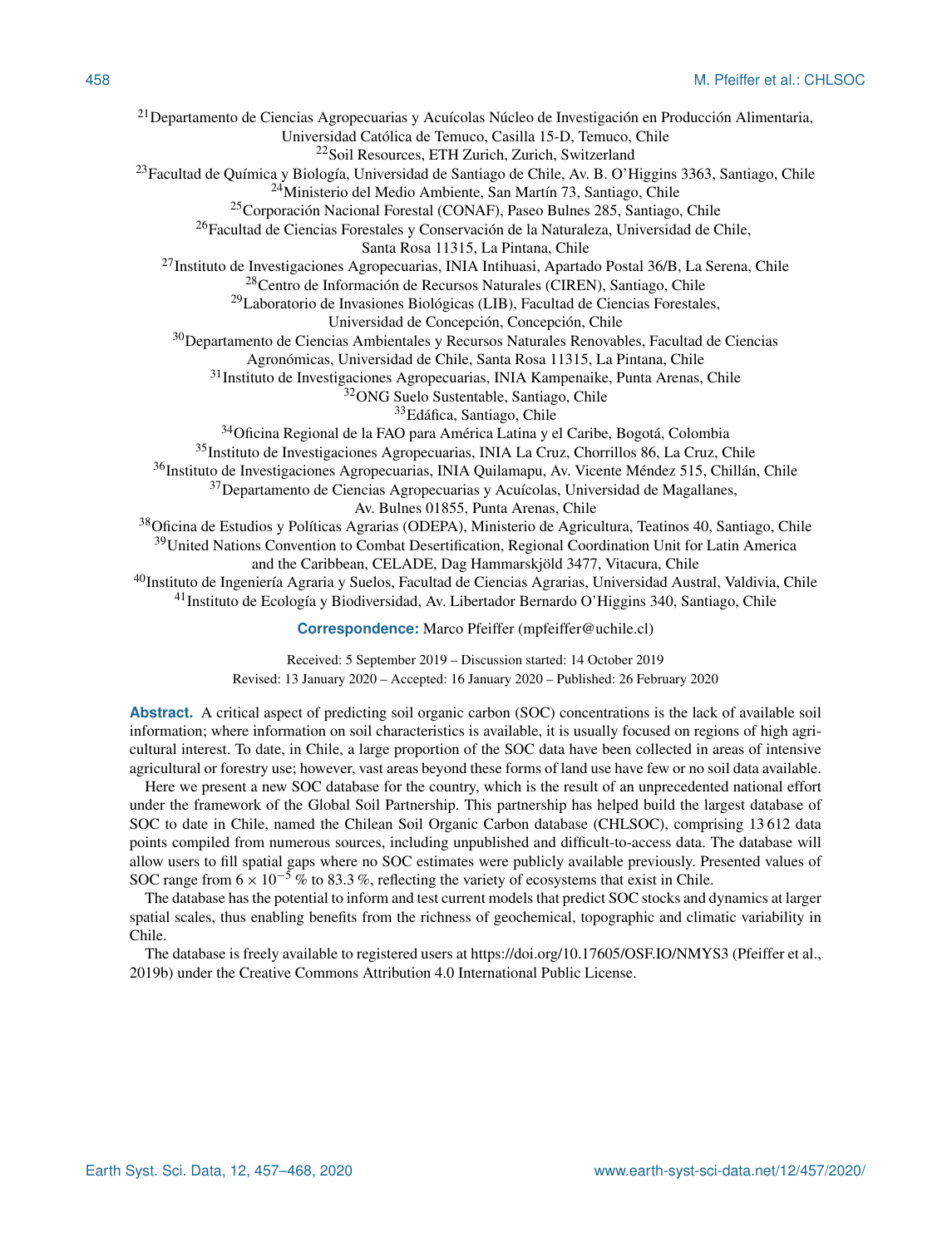[21]Departamento de Ciencias Agropecuarias y Acuícolas Núcleo de Investigación en Producción Alimentaria, Universidad Católica de Temuco, Casilla 15-D, Temuco, Chile
[22]Soil Resources, ETH Zurich, Zurich, Switzerland
[23]Facultad de Química y Biología, Universidad de Santiago de Chile, Av. B. O'Higgins 3363, Santiago, Chile
[24]Ministerio del Medio Ambiente, San Martín 73, Santiago, Chile
[25]Corporación Nacional Forestal (CONAF), Paseo Bulnes 285, Santiago, Chile
[26]Facultad de Ciencias Forestales y Conservación de la Naturaleza, Universidad de Chile, Santa Rosa 11315, La Pintana, Chile
[27]Instituto de Investigaciones Agropecuarias, INIA Intihuasi, Apartado Postal 36/B, La Serena, Chile
[28]Centro de Información de Recursos Naturales (CIREN), Santiago, Chile
[29]Laboratorio de Invasiones Biológicas (LIB), Facultad de Ciencias Forestales, Universidad de Concepción, Concepción, Chile
[30]Departamento de Ciencias Ambientales y Recursos Naturales Renovables, Facultad de Ciencias Agronómicas, Universidad de Chile, Santa Rosa 11315, La Pintana, Chile
[31]Instituto de Investigaciones Agropecuarias, INIA Kampenaike, Punta Arenas, Chile
[32]ONG Suelo Sustentable, Santiago, Chile
[33]Edáfica, Santiago, Chile
[34]Oficina Regional de la FAO para América Latina y el Caribe, Bogotá, Colombia
[35]Instituto de Investigaciones Agropecuarias, INIA La Cruz, Chorrillos 86, La Cruz, Chile
[36]Instituto de Investigaciones Agropecuarias, INIA Quilamapu, Av. Vicente Méndez 515, Chillán, Chile
[37]Departamento de Ciencias Agropecuarias y Acuícolas, Universidad de Magallanes, Av. Bulnes 01855, Punta Arenas, Chile
[38]Oficina de Estudios y Políticas Agrarias (ODEPA), Ministerio de Agricultura, Teatinos 40, Santiago, Chile
[39]United Nations Convention to Combat Desertification, Regional Coordination Unit for Latin America and the Caribbean, CELADE, Dag Hammarskjöld 3477, Vitacura, Chile
[40]Instituto de Ingeniería Agraria y Suelos, Facultad de Ciencias Agrarias, Universidad Austral, Valdivia, Chile
[41]Instituto de Ecología y Biodiversidad, Av. Libertador Bernardo O'Higgins 340, Santiago, Chile

**Correspondence:** Marco Pfeiffer (mpfeiffer@uchile.cl)

Received: 5 September 2019 – Discussion started: 14 October 2019
Revised: 13 January 2020 – Accepted: 16 January 2020 – Published: 26 February 2020

**Abstract.** A critical aspect of predicting soil organic carbon (SOC) concentrations is the lack of available soil information; where information on soil characteristics is available, it is usually focused on regions of high agricultural interest. To date, in Chile, a large proportion of the SOC data have been collected in areas of intensive agricultural or forestry use; however, vast areas beyond these forms of land use have few or no soil data available.

Here we present a new SOC database for the country, which is the result of an unprecedented national effort under the framework of the Global Soil Partnership. This partnership has helped build the largest database of SOC to date in Chile, named the Chilean Soil Organic Carbon database (CHLSOC), comprising 13 612 data points compiled from numerous sources, including unpublished and difficult-to-access data. The database will allow users to fill spatial gaps where no SOC estimates were publicly available previously. Presented values of SOC range from $6 \times 10^{-5}$ % to 83.3 %, reflecting the variety of ecosystems that exist in Chile.

The database has the potential to inform and test current models that predict SOC stocks and dynamics at larger spatial scales, thus enabling benefits from the richness of geochemical, topographic and climatic variability in Chile.

The database is freely available to registered users at https://doi.org/10.17605/OSF.IO/NMYS3 (Pfeiffer et al., 2019b) under the Creative Commons Attribution 4.0 International Public License.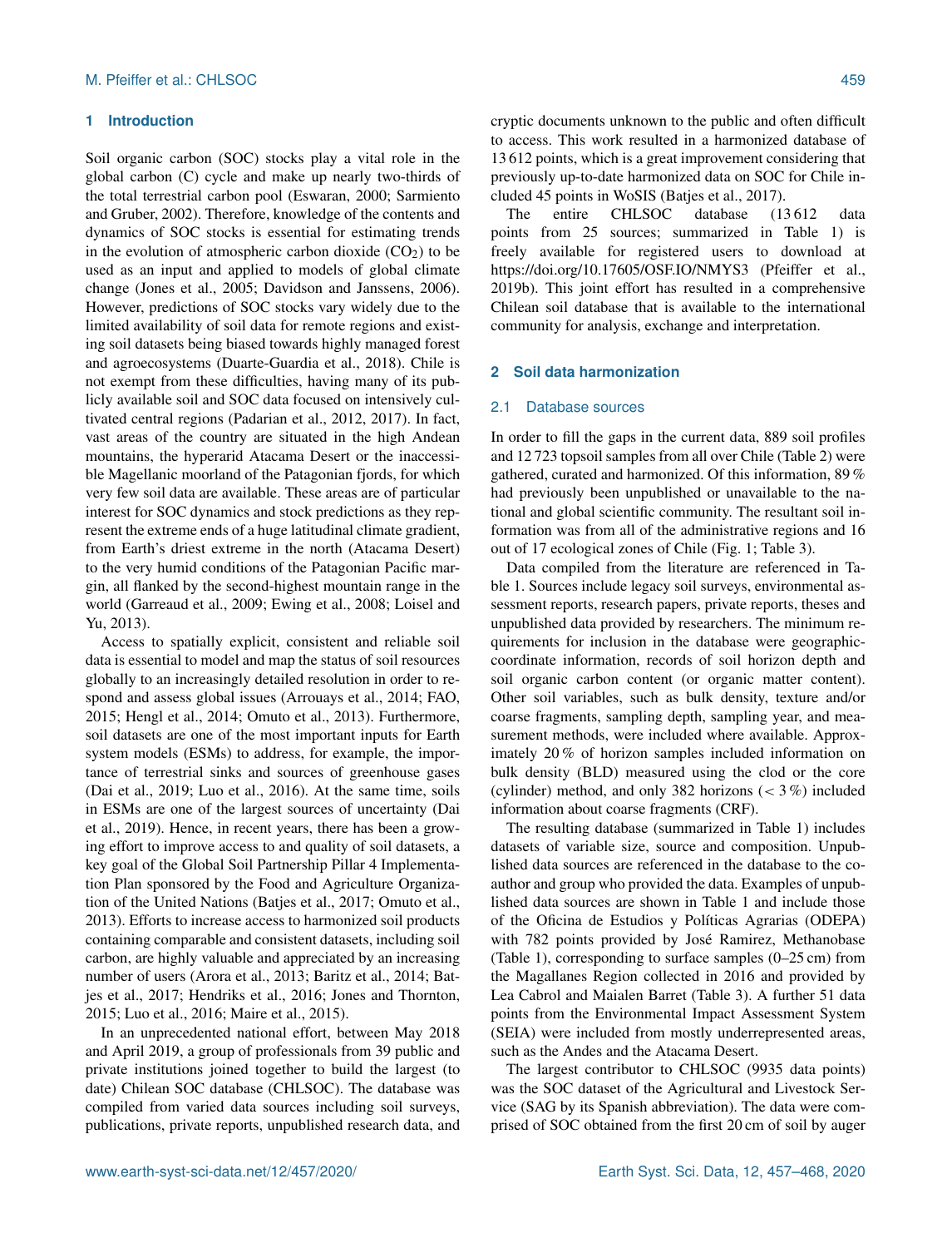## 1 Introduction

Soil organic carbon (SOC) stocks play a vital role in the global carbon (C) cycle and make up nearly two-thirds of the total terrestrial carbon pool (Eswaran, 2000; Sarmiento and Gruber, 2002). Therefore, knowledge of the contents and dynamics of SOC stocks is essential for estimating trends in the evolution of atmospheric carbon dioxide ($CO_2$) to be used as an input and applied to models of global climate change (Jones et al., 2005; Davidson and Janssens, 2006). However, predictions of SOC stocks vary widely due to the limited availability of soil data for remote regions and existing soil datasets being biased towards highly managed forest and agroecosystems (Duarte-Guardia et al., 2018). Chile is not exempt from these difficulties, having many of its publicly available soil and SOC data focused on intensively cultivated central regions (Padarian et al., 2012, 2017). In fact, vast areas of the country are situated in the high Andean mountains, the hyperarid Atacama Desert or the inaccessible Magellanic moorland of the Patagonian fjords, for which very few soil data are available. These areas are of particular interest for SOC dynamics and stock predictions as they represent the extreme ends of a huge latitudinal climate gradient, from Earth's driest extreme in the north (Atacama Desert) to the very humid conditions of the Patagonian Pacific margin, all flanked by the second-highest mountain range in the world (Garreaud et al., 2009; Ewing et al., 2008; Loisel and Yu, 2013).

Access to spatially explicit, consistent and reliable soil data is essential to model and map the status of soil resources globally to an increasingly detailed resolution in order to respond and assess global issues (Arrouays et al., 2014; FAO, 2015; Hengl et al., 2014; Omuto et al., 2013). Furthermore, soil datasets are one of the most important inputs for Earth system models (ESMs) to address, for example, the importance of terrestrial sinks and sources of greenhouse gases (Dai et al., 2019; Luo et al., 2016). At the same time, soils in ESMs are one of the largest sources of uncertainty (Dai et al., 2019). Hence, in recent years, there has been a growing effort to improve access to and quality of soil datasets, a key goal of the Global Soil Partnership Pillar 4 Implementation Plan sponsored by the Food and Agriculture Organization of the United Nations (Batjes et al., 2017; Omuto et al., 2013). Efforts to increase access to harmonized soil products containing comparable and consistent datasets, including soil carbon, are highly valuable and appreciated by an increasing number of users (Arora et al., 2013; Baritz et al., 2014; Batjes et al., 2017; Hendriks et al., 2016; Jones and Thornton, 2015; Luo et al., 2016; Maire et al., 2015).

In an unprecedented national effort, between May 2018 and April 2019, a group of professionals from 39 public and private institutions joined together to build the largest (to date) Chilean SOC database (CHLSOC). The database was compiled from varied data sources including soil surveys, publications, private reports, unpublished research data, and cryptic documents unknown to the public and often difficult to access. This work resulted in a harmonized database of 13 612 points, which is a great improvement considering that previously up-to-date harmonized data on SOC for Chile included 45 points in WoSIS (Batjes et al., 2017).

The entire CHLSOC database (13 612 data points from 25 sources; summarized in Table 1) is freely available for registered users to download at https://doi.org/10.17605/OSF.IO/NMYS3 (Pfeiffer et al., 2019b). This joint effort has resulted in a comprehensive Chilean soil database that is available to the international community for analysis, exchange and interpretation.

## 2 Soil data harmonization

### 2.1 Database sources

In order to fill the gaps in the current data, 889 soil profiles and 12 723 topsoil samples from all over Chile (Table 2) were gathered, curated and harmonized. Of this information, 89 % had previously been unpublished or unavailable to the national and global scientific community. The resultant soil information was from all of the administrative regions and 16 out of 17 ecological zones of Chile (Fig. 1; Table 3).

Data compiled from the literature are referenced in Table 1. Sources include legacy soil surveys, environmental assessment reports, research papers, private reports, theses and unpublished data provided by researchers. The minimum requirements for inclusion in the database were geographic-coordinate information, records of soil horizon depth and soil organic carbon content (or organic matter content). Other soil variables, such as bulk density, texture and/or coarse fragments, sampling depth, sampling year, and measurement methods, were included where available. Approximately 20 % of horizon samples included information on bulk density (BLD) measured using the clod or the core (cylinder) method, and only 382 horizons (< 3 %) included information about coarse fragments (CRF).

The resulting database (summarized in Table 1) includes datasets of variable size, source and composition. Unpublished data sources are referenced in the database to the coauthor and group who provided the data. Examples of unpublished data sources are shown in Table 1 and include those of the Oficina de Estudios y Políticas Agrarias (ODEPA) with 782 points provided by José Ramirez, Methanobase (Table 1), corresponding to surface samples (0–25 cm) from the Magallanes Region collected in 2016 and provided by Lea Cabrol and Maialen Barret (Table 3). A further 51 data points from the Environmental Impact Assessment System (SEIA) were included from mostly underrepresented areas, such as the Andes and the Atacama Desert.

The largest contributor to CHLSOC (9935 data points) was the SOC dataset of the Agricultural and Livestock Service (SAG by its Spanish abbreviation). The data were comprised of SOC obtained from the first 20 cm of soil by auger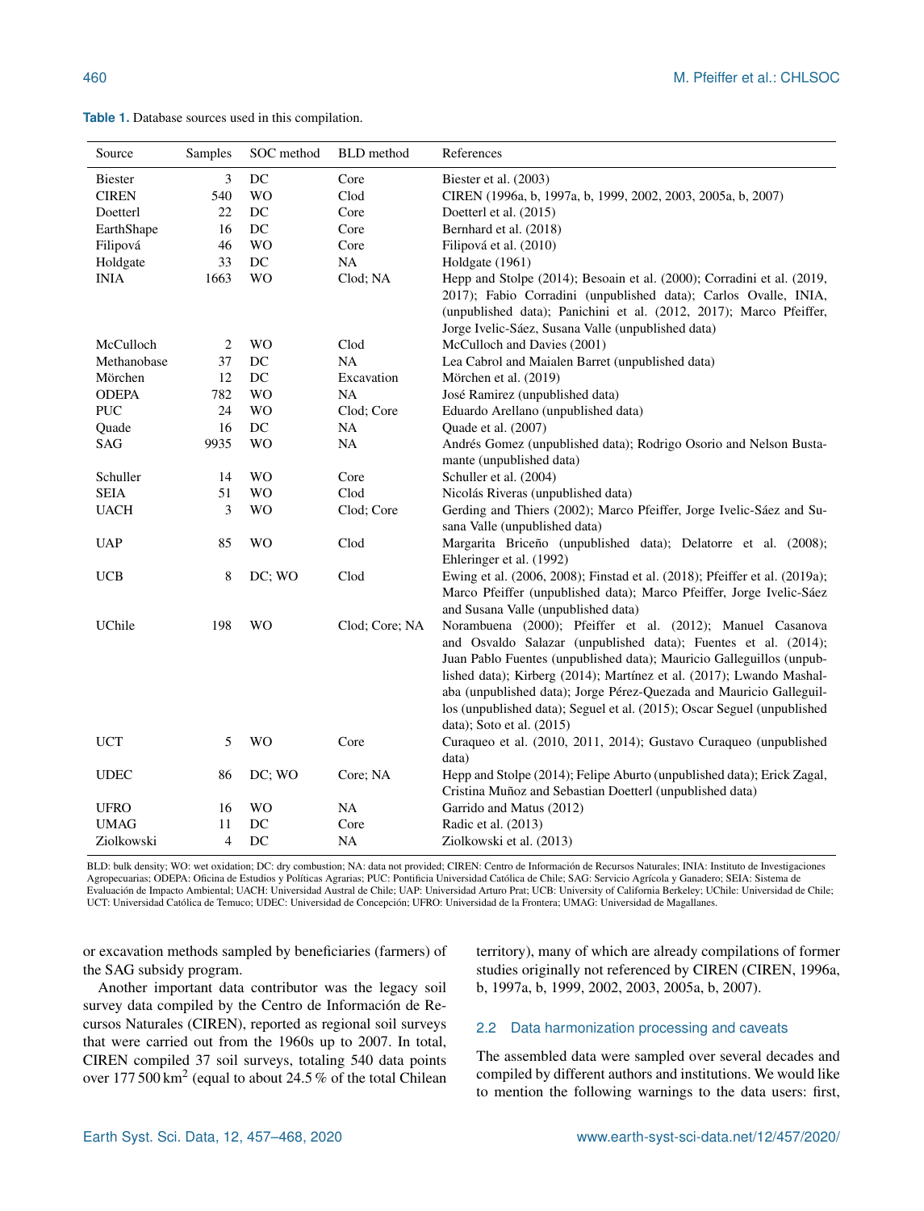**Table 1.** Database sources used in this compilation.

| Source | Samples | SOC method | BLD method | References |
|---|---|---|---|---|
| Biester | 3 | DC | Core | Biester et al. (2003) |
| CIREN | 540 | WO | Clod | CIREN (1996a, b, 1997a, b, 1999, 2002, 2003, 2005a, b, 2007) |
| Doetterl | 22 | DC | Core | Doetterl et al. (2015) |
| EarthShape | 16 | DC | Core | Bernhard et al. (2018) |
| Filipová | 46 | WO | Core | Filipová et al. (2010) |
| Holdgate | 33 | DC | NA | Holdgate (1961) |
| INIA | 1663 | WO | Clod; NA | Hepp and Stolpe (2014); Besoain et al. (2000); Corradini et al. (2019, 2017); Fabio Corradini (unpublished data); Carlos Ovalle, INIA, (unpublished data); Panichini et al. (2012, 2017); Marco Pfeiffer, Jorge Ivelic-Sáez, Susana Valle (unpublished data) |
| McCulloch | 2 | WO | Clod | McCulloch and Davies (2001) |
| Methanobase | 37 | DC | NA | Lea Cabrol and Maialen Barret (unpublished data) |
| Mörchen | 12 | DC | Excavation | Mörchen et al. (2019) |
| ODEPA | 782 | WO | NA | José Ramirez (unpublished data) |
| PUC | 24 | WO | Clod; Core | Eduardo Arellano (unpublished data) |
| Quade | 16 | DC | NA | Quade et al. (2007) |
| SAG | 9935 | WO | NA | Andrés Gomez (unpublished data); Rodrigo Osorio and Nelson Bustamante (unpublished data) |
| Schuller | 14 | WO | Core | Schuller et al. (2004) |
| SEIA | 51 | WO | Clod | Nicolás Riveras (unpublished data) |
| UACH | 3 | WO | Clod; Core | Gerding and Thiers (2002); Marco Pfeiffer, Jorge Ivelic-Sáez and Susana Valle (unpublished data) |
| UAP | 85 | WO | Clod | Margarita Briceño (unpublished data); Delatorre et al. (2008); Ehleringer et al. (1992) |
| UCB | 8 | DC; WO | Clod | Ewing et al. (2006, 2008); Finstad et al. (2018); Pfeiffer et al. (2019a); Marco Pfeiffer (unpublished data); Marco Pfeiffer, Jorge Ivelic-Sáez and Susana Valle (unpublished data) |
| UChile | 198 | WO | Clod; Core; NA | Norambuena (2000); Pfeiffer et al. (2012); Manuel Casanova and Osvaldo Salazar (unpublished data); Fuentes et al. (2014); Juan Pablo Fuentes (unpublished data); Mauricio Galleguillos (unpublished data); Kirberg (2014); Martínez et al. (2017); Lwando Mashalaba (unpublished data); Jorge Pérez-Quezada and Mauricio Galleguillos (unpublished data); Seguel et al. (2015); Oscar Seguel (unpublished data); Soto et al. (2015) |
| UCT | 5 | WO | Core | Curaqueo et al. (2010, 2011, 2014); Gustavo Curaqueo (unpublished data) |
| UDEC | 86 | DC; WO | Core; NA | Hepp and Stolpe (2014); Felipe Aburto (unpublished data); Erick Zagal, Cristina Muñoz and Sebastian Doetterl (unpublished data) |
| UFRO | 16 | WO | NA | Garrido and Matus (2012) |
| UMAG | 11 | DC | Core | Radic et al. (2013) |
| Ziolkowski | 4 | DC | NA | Ziolkowski et al. (2013) |

BLD: bulk density; WO: wet oxidation; DC: dry combustion; NA: data not provided; CIREN: Centro de Información de Recursos Naturales; INIA: Instituto de Investigaciones Agropecuarias; ODEPA: Oficina de Estudios y Políticas Agrarias; PUC: Pontificia Universidad Católica de Chile; SAG: Servicio Agrícola y Ganadero; SEIA: Sistema de Evaluación de Impacto Ambiental; UACH: Universidad Austral de Chile; UAP: Universidad Arturo Prat; UCB: University of California Berkeley; UChile: Universidad de Chile; UCT: Universidad Católica de Temuco; UDEC: Universidad de Concepción; UFRO: Universidad de la Frontera; UMAG: Universidad de Magallanes.

or excavation methods sampled by beneficiaries (farmers) of the SAG subsidy program.

Another important data contributor was the legacy soil survey data compiled by the Centro de Información de Recursos Naturales (CIREN), reported as regional soil surveys that were carried out from the 1960s up to 2007. In total, CIREN compiled 37 soil surveys, totaling 540 data points over 177 500 $km^2$ (equal to about 24.5 % of the total Chilean territory), many of which are already compilations of former studies originally not referenced by CIREN (CIREN, 1996a, b, 1997a, b, 1999, 2002, 2003, 2005a, b, 2007).

## 2.2 Data harmonization processing and caveats

The assembled data were sampled over several decades and compiled by different authors and institutions. We would like to mention the following warnings to the data users: first,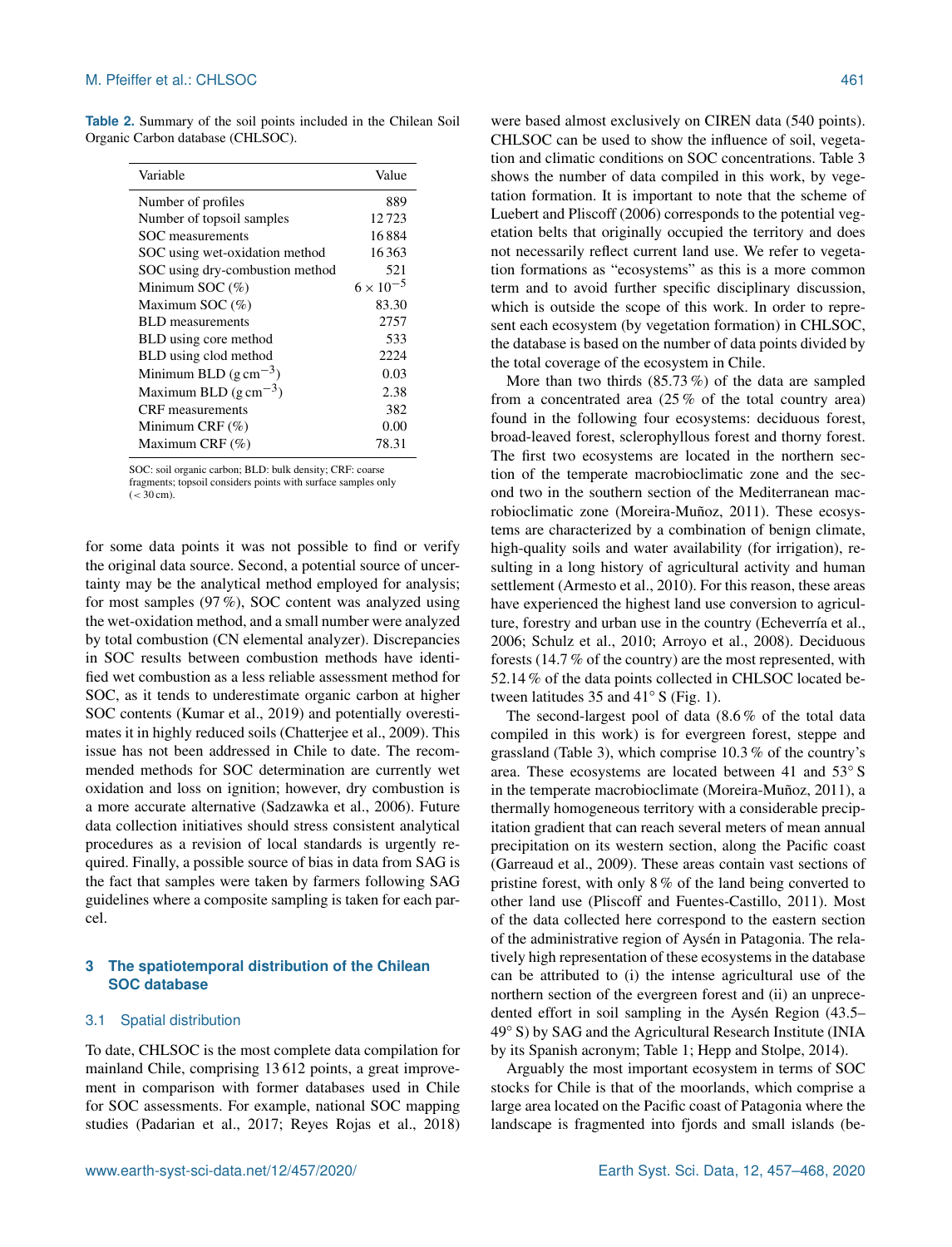**Table 2.** Summary of the soil points included in the Chilean Soil Organic Carbon database (CHLSOC).

| Variable | Value |
| --- | --- |
| Number of profiles | 889 |
| Number of topsoil samples | 12 723 |
| SOC measurements | 16 884 |
| SOC using wet-oxidation method | 16 363 |
| SOC using dry-combustion method | 521 |
| Minimum SOC (%) | $6 \times 10^{-5}$ |
| Maximum SOC (%) | 83.30 |
| BLD measurements | 2757 |
| BLD using core method | 533 |
| BLD using clod method | 2224 |
| Minimum BLD ($g\,cm^{-3}$) | 0.03 |
| Maximum BLD ($g\,cm^{-3}$) | 2.38 |
| CRF measurements | 382 |
| Minimum CRF (%) | 0.00 |
| Maximum CRF (%) | 78.31 |

SOC: soil organic carbon; BLD: bulk density; CRF: coarse fragments; topsoil considers points with surface samples only (< 30 cm).

for some data points it was not possible to find or verify the original data source. Second, a potential source of uncertainty may be the analytical method employed for analysis; for most samples (97 %), SOC content was analyzed using the wet-oxidation method, and a small number were analyzed by total combustion (CN elemental analyzer). Discrepancies in SOC results between combustion methods have identified wet combustion as a less reliable assessment method for SOC, as it tends to underestimate organic carbon at higher SOC contents (Kumar et al., 2019) and potentially overestimates it in highly reduced soils (Chatterjee et al., 2009). This issue has not been addressed in Chile to date. The recommended methods for SOC determination are currently wet oxidation and loss on ignition; however, dry combustion is a more accurate alternative (Sadzawka et al., 2006). Future data collection initiatives should stress consistent analytical procedures as a revision of local standards is urgently required. Finally, a possible source of bias in data from SAG is the fact that samples were taken by farmers following SAG guidelines where a composite sampling is taken for each parcel.

## 3 The spatiotemporal distribution of the Chilean SOC database

### 3.1 Spatial distribution

To date, CHLSOC is the most complete data compilation for mainland Chile, comprising 13 612 points, a great improvement in comparison with former databases used in Chile for SOC assessments. For example, national SOC mapping studies (Padarian et al., 2017; Reyes Rojas et al., 2018) were based almost exclusively on CIREN data (540 points). CHLSOC can be used to show the influence of soil, vegetation and climatic conditions on SOC concentrations. Table 3 shows the number of data compiled in this work, by vegetation formation. It is important to note that the scheme of Luebert and Pliscoff (2006) corresponds to the potential vegetation belts that originally occupied the territory and does not necessarily reflect current land use. We refer to vegetation formations as "ecosystems" as this is a more common term and to avoid further specific disciplinary discussion, which is outside the scope of this work. In order to represent each ecosystem (by vegetation formation) in CHLSOC, the database is based on the number of data points divided by the total coverage of the ecosystem in Chile.

More than two thirds (85.73 %) of the data are sampled from a concentrated area (25 % of the total country area) found in the following four ecosystems: deciduous forest, broad-leaved forest, sclerophyllous forest and thorny forest. The first two ecosystems are located in the northern section of the temperate macrobioclimatic zone and the second two in the southern section of the Mediterranean macrobioclimatic zone (Moreira-Muñoz, 2011). These ecosystems are characterized by a combination of benign climate, high-quality soils and water availability (for irrigation), resulting in a long history of agricultural activity and human settlement (Armesto et al., 2010). For this reason, these areas have experienced the highest land use conversion to agriculture, forestry and urban use in the country (Echeverría et al., 2006; Schulz et al., 2010; Arroyo et al., 2008). Deciduous forests (14.7 % of the country) are the most represented, with 52.14 % of the data points collected in CHLSOC located between latitudes 35 and 41° S (Fig. 1).

The second-largest pool of data (8.6 % of the total data compiled in this work) is for evergreen forest, steppe and grassland (Table 3), which comprise 10.3 % of the country's area. These ecosystems are located between 41 and 53° S in the temperate macrobioclimate (Moreira-Muñoz, 2011), a thermally homogeneous territory with a considerable precipitation gradient that can reach several meters of mean annual precipitation on its western section, along the Pacific coast (Garreaud et al., 2009). These areas contain vast sections of pristine forest, with only 8 % of the land being converted to other land use (Pliscoff and Fuentes-Castillo, 2011). Most of the data collected here correspond to the eastern section of the administrative region of Aysén in Patagonia. The relatively high representation of these ecosystems in the database can be attributed to (i) the intense agricultural use of the northern section of the evergreen forest and (ii) an unprecedented effort in soil sampling in the Aysén Region (43.5–49° S) by SAG and the Agricultural Research Institute (INIA by its Spanish acronym; Table 1; Hepp and Stolpe, 2014).

Arguably the most important ecosystem in terms of SOC stocks for Chile is that of the moorlands, which comprise a large area located on the Pacific coast of Patagonia where the landscape is fragmented into fjords and small islands (be-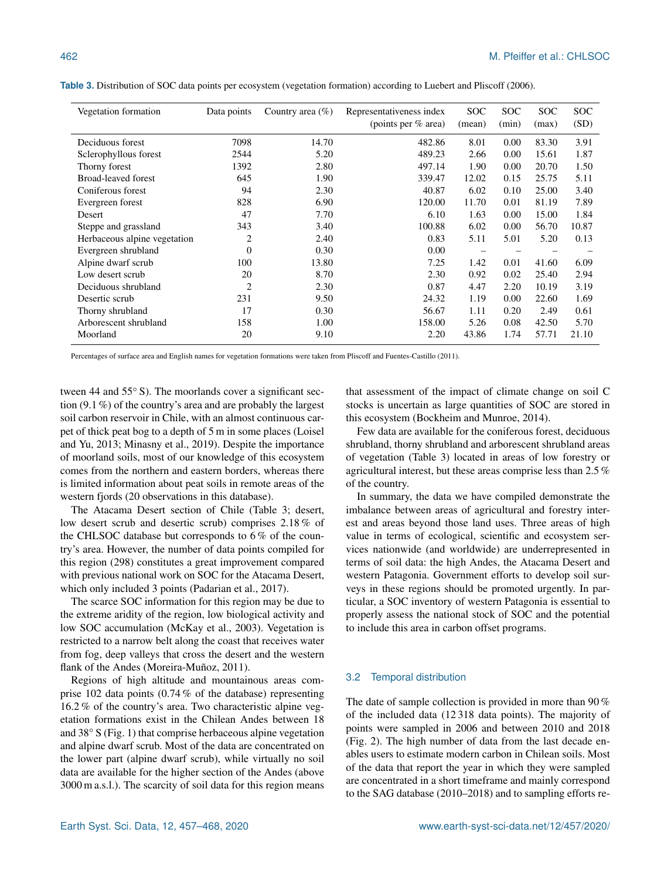**Table 3.** Distribution of SOC data points per ecosystem (vegetation formation) according to Luebert and Pliscoff (2006).

| Vegetation formation | Data points | Country area (%) | Representativeness index (points per % area) | SOC (mean) | SOC (min) | SOC (max) | SOC (SD) |
|---|---|---|---|---|---|---|---|
| Deciduous forest | 7098 | 14.70 | 482.86 | 8.01 | 0.00 | 83.30 | 3.91 |
| Sclerophyllous forest | 2544 | 5.20 | 489.23 | 2.66 | 0.00 | 15.61 | 1.87 |
| Thorny forest | 1392 | 2.80 | 497.14 | 1.90 | 0.00 | 20.70 | 1.50 |
| Broad-leaved forest | 645 | 1.90 | 339.47 | 12.02 | 0.15 | 25.75 | 5.11 |
| Coniferous forest | 94 | 2.30 | 40.87 | 6.02 | 0.10 | 25.00 | 3.40 |
| Evergreen forest | 828 | 6.90 | 120.00 | 11.70 | 0.01 | 81.19 | 7.89 |
| Desert | 47 | 7.70 | 6.10 | 1.63 | 0.00 | 15.00 | 1.84 |
| Steppe and grassland | 343 | 3.40 | 100.88 | 6.02 | 0.00 | 56.70 | 10.87 |
| Herbaceous alpine vegetation | 2 | 2.40 | 0.83 | 5.11 | 5.01 | 5.20 | 0.13 |
| Evergreen shrubland | 0 | 0.30 | 0.00 | – | – | – | – |
| Alpine dwarf scrub | 100 | 13.80 | 7.25 | 1.42 | 0.01 | 41.60 | 6.09 |
| Low desert scrub | 20 | 8.70 | 2.30 | 0.92 | 0.02 | 25.40 | 2.94 |
| Deciduous shrubland | 2 | 2.30 | 0.87 | 4.47 | 2.20 | 10.19 | 3.19 |
| Desertic scrub | 231 | 9.50 | 24.32 | 1.19 | 0.00 | 22.60 | 1.69 |
| Thorny shrubland | 17 | 0.30 | 56.67 | 1.11 | 0.20 | 2.49 | 0.61 |
| Arborescent shrubland | 158 | 1.00 | 158.00 | 5.26 | 0.08 | 42.50 | 5.70 |
| Moorland | 20 | 9.10 | 2.20 | 43.86 | 1.74 | 57.71 | 21.10 |

Percentages of surface area and English names for vegetation formations were taken from Pliscoff and Fuentes-Castillo (2011).

tween 44 and 55° S). The moorlands cover a significant section (9.1 %) of the country's area and are probably the largest soil carbon reservoir in Chile, with an almost continuous carpet of thick peat bog to a depth of 5 m in some places (Loisel and Yu, 2013; Minasny et al., 2019). Despite the importance of moorland soils, most of our knowledge of this ecosystem comes from the northern and eastern borders, whereas there is limited information about peat soils in remote areas of the western fjords (20 observations in this database).

The Atacama Desert section of Chile (Table 3; desert, low desert scrub and desertic scrub) comprises 2.18 % of the CHLSOC database but corresponds to 6 % of the country's area. However, the number of data points compiled for this region (298) constitutes a great improvement compared with previous national work on SOC for the Atacama Desert, which only included 3 points (Padarian et al., 2017).

The scarce SOC information for this region may be due to the extreme aridity of the region, low biological activity and low SOC accumulation (McKay et al., 2003). Vegetation is restricted to a narrow belt along the coast that receives water from fog, deep valleys that cross the desert and the western flank of the Andes (Moreira-Muñoz, 2011).

Regions of high altitude and mountainous areas comprise 102 data points (0.74 % of the database) representing 16.2 % of the country's area. Two characteristic alpine vegetation formations exist in the Chilean Andes between 18 and 38° S (Fig. 1) that comprise herbaceous alpine vegetation and alpine dwarf scrub. Most of the data are concentrated on the lower part (alpine dwarf scrub), while virtually no soil data are available for the higher section of the Andes (above 3000 m a.s.l.). The scarcity of soil data for this region means that assessment of the impact of climate change on soil C stocks is uncertain as large quantities of SOC are stored in this ecosystem (Bockheim and Munroe, 2014).

Few data are available for the coniferous forest, deciduous shrubland, thorny shrubland and arborescent shrubland areas of vegetation (Table 3) located in areas of low forestry or agricultural interest, but these areas comprise less than 2.5 % of the country.

In summary, the data we have compiled demonstrate the imbalance between areas of agricultural and forestry interest and areas beyond those land uses. Three areas of high value in terms of ecological, scientific and ecosystem services nationwide (and worldwide) are underrepresented in terms of soil data: the high Andes, the Atacama Desert and western Patagonia. Government efforts to develop soil surveys in these regions should be promoted urgently. In particular, a SOC inventory of western Patagonia is essential to properly assess the national stock of SOC and the potential to include this area in carbon offset programs.

### 3.2 Temporal distribution

The date of sample collection is provided in more than 90 % of the included data (12 318 data points). The majority of points were sampled in 2006 and between 2010 and 2018 (Fig. 2). The high number of data from the last decade enables users to estimate modern carbon in Chilean soils. Most of the data that report the year in which they were sampled are concentrated in a short timeframe and mainly correspond to the SAG database (2010–2018) and to sampling efforts re-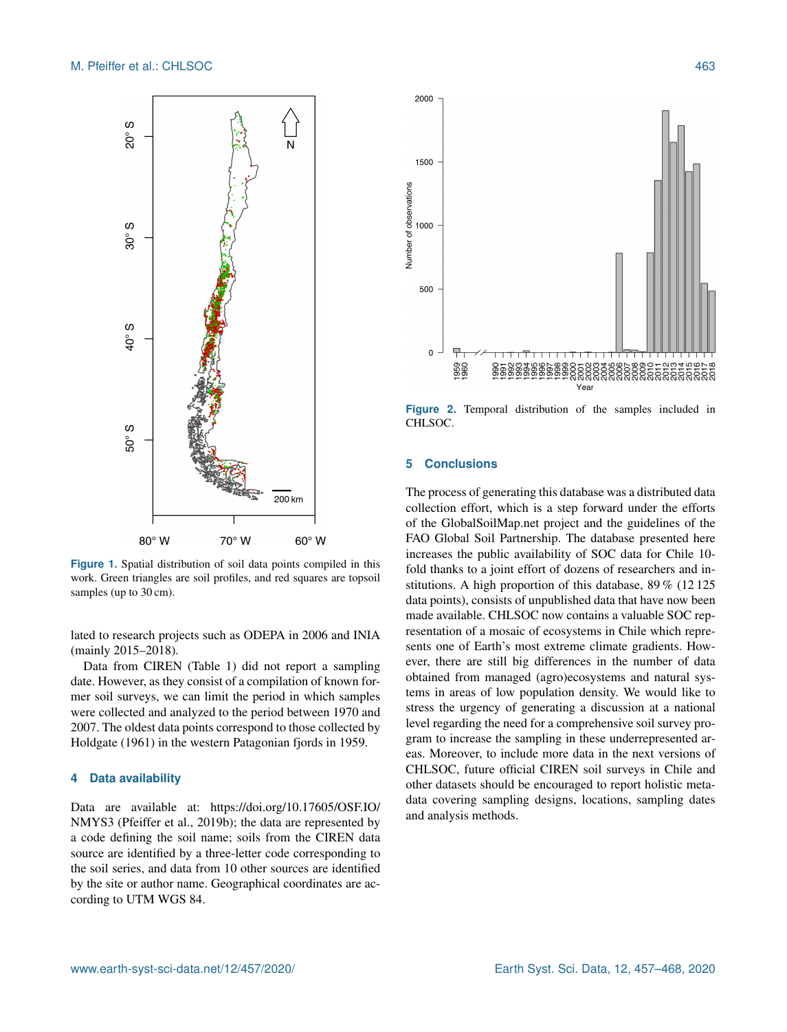Figure 1. Spatial distribution of soil data points compiled in this work. Green triangles are soil profiles, and red squares are topsoil samples (up to 30 cm).

Figure 2. Temporal distribution of the samples included in CHLSOC.

lated to research projects such as ODEPA in 2006 and INIA (mainly 2015–2018).

Data from CIREN (Table 1) did not report a sampling date. However, as they consist of a compilation of known former soil surveys, we can limit the period in which samples were collected and analyzed to the period between 1970 and 2007. The oldest data points correspond to those collected by Holdgate (1961) in the western Patagonian fjords in 1959.

## 4 Data availability

Data are available at: https://doi.org/10.17605/OSF.IO/NMYS3 (Pfeiffer et al., 2019b); the data are represented by a code defining the soil name; soils from the CIREN data source are identified by a three-letter code corresponding to the soil series, and data from 10 other sources are identified by the site or author name. Geographical coordinates are according to UTM WGS 84.

## 5 Conclusions

The process of generating this database was a distributed data collection effort, which is a step forward under the efforts of the GlobalSoilMap.net project and the guidelines of the FAO Global Soil Partnership. The database presented here increases the public availability of SOC data for Chile 10-fold thanks to a joint effort of dozens of researchers and institutions. A high proportion of this database, 89 % (12 125 data points), consists of unpublished data that have now been made available. CHLSOC now contains a valuable SOC representation of a mosaic of ecosystems in Chile which represents one of Earth's most extreme climate gradients. However, there are still big differences in the number of data obtained from managed (agro)ecosystems and natural systems in areas of low population density. We would like to stress the urgency of generating a discussion at a national level regarding the need for a comprehensive soil survey program to increase the sampling in these underrepresented areas. Moreover, to include more data in the next versions of CHLSOC, future official CIREN soil surveys in Chile and other datasets should be encouraged to report holistic metadata covering sampling designs, locations, sampling dates and analysis methods.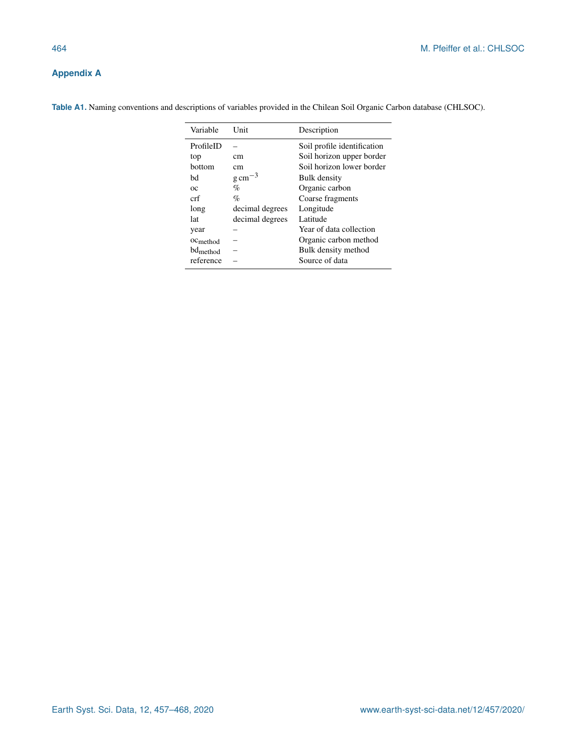## Appendix A

**Table A1.** Naming conventions and descriptions of variables provided in the Chilean Soil Organic Carbon database (CHLSOC).

| Variable | Unit | Description |
|---|---|---|
| ProfileID | – | Soil profile identification |
| top | cm | Soil horizon upper border |
| bottom | cm | Soil horizon lower border |
| bd | $g\,cm^{-3}$ | Bulk density |
| oc | % | Organic carbon |
| crf | % | Coarse fragments |
| long | decimal degrees | Longitude |
| lat | decimal degrees | Latitude |
| year | – | Year of data collection |
| $oc_{method}$ | – | Organic carbon method |
| $bd_{method}$ | – | Bulk density method |
| reference | – | Source of data |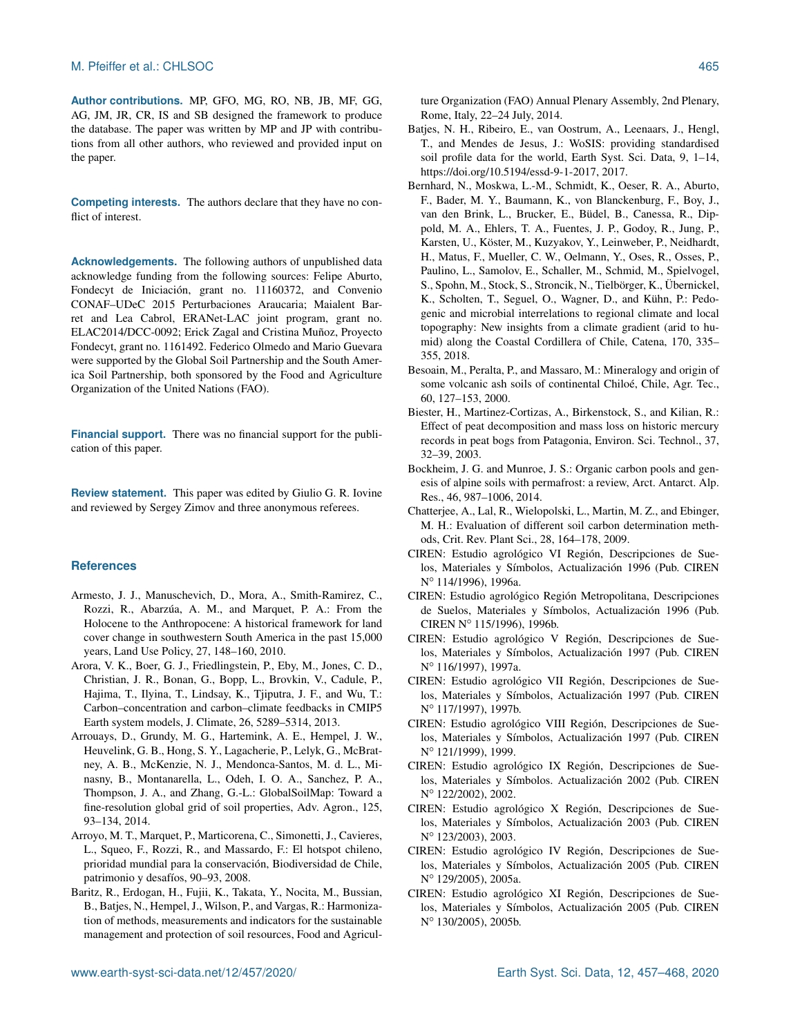**Author contributions.** MP, GFO, MG, RO, NB, JB, MF, GG, AG, JM, JR, CR, IS and SB designed the framework to produce the database. The paper was written by MP and JP with contributions from all other authors, who reviewed and provided input on the paper.

**Competing interests.** The authors declare that they have no conflict of interest.

**Acknowledgements.** The following authors of unpublished data acknowledge funding from the following sources: Felipe Aburto, Fondecyt de Iniciación, grant no. 11160372, and Convenio CONAF–UDeC 2015 Perturbaciones Araucaria; Maialent Barret and Lea Cabrol, ERANet-LAC joint program, grant no. ELAC2014/DCC-0092; Erick Zagal and Cristina Muñoz, Proyecto Fondecyt, grant no. 1161492. Federico Olmedo and Mario Guevara were supported by the Global Soil Partnership and the South America Soil Partnership, both sponsored by the Food and Agriculture Organization of the United Nations (FAO).

**Financial support.** There was no financial support for the publication of this paper.

**Review statement.** This paper was edited by Giulio G. R. Iovine and reviewed by Sergey Zimov and three anonymous referees.

## References

Armesto, J. J., Manuschevich, D., Mora, A., Smith-Ramirez, C., Rozzi, R., Abarzúa, A. M., and Marquet, P. A.: From the Holocene to the Anthropocene: A historical framework for land cover change in southwestern South America in the past 15,000 years, Land Use Policy, 27, 148–160, 2010.

Arora, V. K., Boer, G. J., Friedlingstein, P., Eby, M., Jones, C. D., Christian, J. R., Bonan, G., Bopp, L., Brovkin, V., Cadule, P., Hajima, T., Ilyina, T., Lindsay, K., Tjiputra, J. F., and Wu, T.: Carbon–concentration and carbon–climate feedbacks in CMIP5 Earth system models, J. Climate, 26, 5289–5314, 2013.

Arrouays, D., Grundy, M. G., Hartemink, A. E., Hempel, J. W., Heuvelink, G. B., Hong, S. Y., Lagacherie, P., Lelyk, G., McBratney, A. B., McKenzie, N. J., Mendonca-Santos, M. d. L., Minasny, B., Montanarella, L., Odeh, I. O. A., Sanchez, P. A., Thompson, J. A., and Zhang, G.-L.: GlobalSoilMap: Toward a fine-resolution global grid of soil properties, Adv. Agron., 125, 93–134, 2014.

Arroyo, M. T., Marquet, P., Marticorena, C., Simonetti, J., Cavieres, L., Squeo, F., Rozzi, R., and Massardo, F.: El hotspot chileno, prioridad mundial para la conservación, Biodiversidad de Chile, patrimonio y desafíos, 90–93, 2008.

Baritz, R., Erdogan, H., Fujii, K., Takata, Y., Nocita, M., Bussian, B., Batjes, N., Hempel, J., Wilson, P., and Vargas, R.: Harmonization of methods, measurements and indicators for the sustainable management and protection of soil resources, Food and Agriculture Organization (FAO) Annual Plenary Assembly, 2nd Plenary, Rome, Italy, 22–24 July, 2014.

Batjes, N. H., Ribeiro, E., van Oostrum, A., Leenaars, J., Hengl, T., and Mendes de Jesus, J.: WoSIS: providing standardised soil profile data for the world, Earth Syst. Sci. Data, 9, 1–14, https://doi.org/10.5194/essd-9-1-2017, 2017.

Bernhard, N., Moskwa, L.-M., Schmidt, K., Oeser, R. A., Aburto, F., Bader, M. Y., Baumann, K., von Blanckenburg, F., Boy, J., van den Brink, L., Brucker, E., Büdel, B., Canessa, R., Dippold, M. A., Ehlers, T. A., Fuentes, J. P., Godoy, R., Jung, P., Karsten, U., Köster, M., Kuzyakov, Y., Leinweber, P., Neidhardt, H., Matus, F., Mueller, C. W., Oelmann, Y., Oses, R., Osses, P., Paulino, L., Samolov, E., Schaller, M., Schmid, M., Spielvogel, S., Spohn, M., Stock, S., Stroncik, N., Tielbörger, K., Übernickel, K., Scholten, T., Seguel, O., Wagner, D., and Kühn, P.: Pedogenic and microbial interrelations to regional climate and local topography: New insights from a climate gradient (arid to humid) along the Coastal Cordillera of Chile, Catena, 170, 335–355, 2018.

Besoain, M., Peralta, P., and Massaro, M.: Mineralogy and origin of some volcanic ash soils of continental Chiloé, Chile, Agr. Tec., 60, 127–153, 2000.

Biester, H., Martinez-Cortizas, A., Birkenstock, S., and Kilian, R.: Effect of peat decomposition and mass loss on historic mercury records in peat bogs from Patagonia, Environ. Sci. Technol., 37, 32–39, 2003.

Bockheim, J. G. and Munroe, J. S.: Organic carbon pools and genesis of alpine soils with permafrost: a review, Arct. Antarct. Alp. Res., 46, 987–1006, 2014.

Chatterjee, A., Lal, R., Wielopolski, L., Martin, M. Z., and Ebinger, M. H.: Evaluation of different soil carbon determination methods, Crit. Rev. Plant Sci., 28, 164–178, 2009.

CIREN: Estudio agrológico VI Región, Descripciones de Suelos, Materiales y Símbolos, Actualización 1996 (Pub. CIREN N° 114/1996), 1996a.

CIREN: Estudio agrológico Región Metropolitana, Descripciones de Suelos, Materiales y Símbolos, Actualización 1996 (Pub. CIREN N° 115/1996), 1996b.

CIREN: Estudio agrológico V Región, Descripciones de Suelos, Materiales y Símbolos, Actualización 1997 (Pub. CIREN N° 116/1997), 1997a.

CIREN: Estudio agrológico VII Región, Descripciones de Suelos, Materiales y Símbolos, Actualización 1997 (Pub. CIREN N° 117/1997), 1997b.

CIREN: Estudio agrológico VIII Región, Descripciones de Suelos, Materiales y Símbolos, Actualización 1997 (Pub. CIREN N° 121/1999), 1999.

CIREN: Estudio agrológico IX Región, Descripciones de Suelos y Símbolos. Actualización 2002 (Pub. CIREN N° 122/2002), 2002.

CIREN: Estudio agrológico X Región, Descripciones de Suelos, Materiales y Símbolos, Actualización 2003 (Pub. CIREN N° 123/2003), 2003.

CIREN: Estudio agrológico IV Región, Descripciones de Suelos, Materiales y Símbolos, Actualización 2005 (Pub. CIREN N° 129/2005), 2005a.

CIREN: Estudio agrológico XI Región, Descripciones de Suelos, Materiales y Símbolos, Actualización 2005 (Pub. CIREN N° 130/2005), 2005b.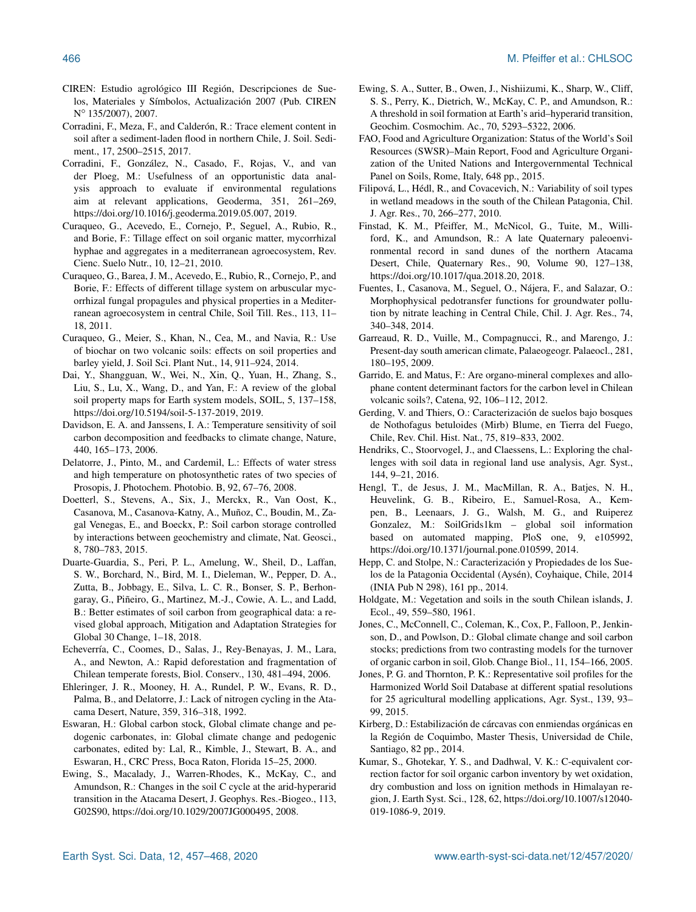CIREN: Estudio agrológico III Región, Descripciones de Suelos, Materiales y Símbolos, Actualización 2007 (Pub. CIREN N° 135/2007), 2007.

Corradini, F., Meza, F., and Calderón, R.: Trace element content in soil after a sediment-laden flood in northern Chile, J. Soil. Sediment., 17, 2500–2515, 2017.

Corradini, F., González, N., Casado, F., Rojas, V., and van der Ploeg, M.: Usefulness of an opportunistic data analysis approach to evaluate if environmental regulations aim at relevant applications, Geoderma, 351, 261–269, https://doi.org/10.1016/j.geoderma.2019.05.007, 2019.

Curaqueo, G., Acevedo, E., Cornejo, P., Seguel, A., Rubio, R., and Borie, F.: Tillage effect on soil organic matter, mycorrhizal hyphae and aggregates in a mediterranean agroecosystem, Rev. Cienc. Suelo Nutr., 10, 12–21, 2010.

Curaqueo, G., Barea, J. M., Acevedo, E., Rubio, R., Cornejo, P., and Borie, F.: Effects of different tillage system on arbuscular mycorrhizal fungal propagules and physical properties in a Mediterranean agroecosystem in central Chile, Soil Till. Res., 113, 11–18, 2011.

Curaqueo, G., Meier, S., Khan, N., Cea, M., and Navia, R.: Use of biochar on two volcanic soils: effects on soil properties and barley yield, J. Soil Sci. Plant Nut., 14, 911–924, 2014.

Dai, Y., Shangguan, W., Wei, N., Xin, Q., Yuan, H., Zhang, S., Liu, S., Lu, X., Wang, D., and Yan, F.: A review of the global soil property maps for Earth system models, SOIL, 5, 137–158, https://doi.org/10.5194/soil-5-137-2019, 2019.

Davidson, E. A. and Janssens, I. A.: Temperature sensitivity of soil carbon decomposition and feedbacks to climate change, Nature, 440, 165–173, 2006.

Delatorre, J., Pinto, M., and Cardemil, L.: Effects of water stress and high temperature on photosynthetic rates of two species of Prosopis, J. Photochem. Photobio. B, 92, 67–76, 2008.

Doetterl, S., Stevens, A., Six, J., Merckx, R., Van Oost, K., Casanova, M., Casanova-Katny, A., Muñoz, C., Boudin, M., Zagal Venegas, E., and Boeckx, P.: Soil carbon storage controlled by interactions between geochemistry and climate, Nat. Geosci., 8, 780–783, 2015.

Duarte-Guardia, S., Peri, P. L., Amelung, W., Sheil, D., Laffan, S. W., Borchard, N., Bird, M. I., Dieleman, W., Pepper, D. A., Zutta, B., Jobbagy, E., Silva, L. C. R., Bonser, S. P., Berhongaray, G., Piñeiro, G., Martinez, M.-J., Cowie, A. L., and Ladd, B.: Better estimates of soil carbon from geographical data: a revised global approach, Mitigation and Adaptation Strategies for Global 30 Change, 1–18, 2018.

Echeverría, C., Coomes, D., Salas, J., Rey-Benayas, J. M., Lara, A., and Newton, A.: Rapid deforestation and fragmentation of Chilean temperate forests, Biol. Conserv., 130, 481–494, 2006.

Ehleringer, J. R., Mooney, H. A., Rundel, P. W., Evans, R. D., Palma, B., and Delatorre, J.: Lack of nitrogen cycling in the Atacama Desert, Nature, 359, 316–318, 1992.

Eswaran, H.: Global carbon stock, Global climate change and pedogenic carbonates, in: Global climate change and pedogenic carbonates, edited by: Lal, R., Kimble, J., Stewart, B. A., and Eswaran, H., CRC Press, Boca Raton, Florida 15–25, 2000.

Ewing, S., Macalady, J., Warren-Rhodes, K., McKay, C., and Amundson, R.: Changes in the soil C cycle at the arid-hyperarid transition in the Atacama Desert, J. Geophys. Res.-Biogeo., 113, G02S90, https://doi.org/10.1029/2007JG000495, 2008.

Ewing, S. A., Sutter, B., Owen, J., Nishiizumi, K., Sharp, W., Cliff, S. S., Perry, K., Dietrich, W., McKay, C. P., and Amundson, R.: A threshold in soil formation at Earth's arid–hyperarid transition, Geochim. Cosmochim. Ac., 70, 5293–5322, 2006.

FAO, Food and Agriculture Organization: Status of the World's Soil Resources (SWSR)–Main Report, Food and Agriculture Organization of the United Nations and Intergovernmental Technical Panel on Soils, Rome, Italy, 648 pp., 2015.

Filipová, L., Hédl, R., and Covacevich, N.: Variability of soil types in wetland meadows in the south of the Chilean Patagonia, Chil. J. Agr. Res., 70, 266–277, 2010.

Finstad, K. M., Pfeiffer, M., McNicol, G., Tuite, M., Williford, K., and Amundson, R.: A late Quaternary paleoenvironmental record in sand dunes of the northern Atacama Desert, Chile, Quaternary Res., 90, Volume 90, 127–138, https://doi.org/10.1017/qua.2018.20, 2018.

Fuentes, I., Casanova, M., Seguel, O., Nájera, F., and Salazar, O.: Morphophysical pedotransfer functions for groundwater pollution by nitrate leaching in Central Chile, Chil. J. Agr. Res., 74, 340–348, 2014.

Garreaud, R. D., Vuille, M., Compagnucci, R., and Marengo, J.: Present-day south american climate, Palaeogeogr. Palaeocl., 281, 180–195, 2009.

Garrido, E. and Matus, F.: Are organo-mineral complexes and allophane content determinant factors for the carbon level in Chilean volcanic soils?, Catena, 92, 106–112, 2012.

Gerding, V. and Thiers, O.: Caracterización de suelos bajo bosques de Nothofagus betuloides (Mirb) Blume, en Tierra del Fuego, Chile, Rev. Chil. Hist. Nat., 75, 819–833, 2002.

Hendriks, C., Stoorvogel, J., and Claessens, L.: Exploring the challenges with soil data in regional land use analysis, Agr. Syst., 144, 9–21, 2016.

Hengl, T., de Jesus, J. M., MacMillan, R. A., Batjes, N. H., Heuvelink, G. B., Ribeiro, E., Samuel-Rosa, A., Kempen, B., Leenaars, J. G., Walsh, M. G., and Ruiperez Gonzalez, M.: SoilGrids1km – global soil information based on automated mapping, PloS one, 9, e105992, https://doi.org/10.1371/journal.pone.010599, 2014.

Hepp, C. and Stolpe, N.: Caracterización y Propiedades de los Suelos de la Patagonia Occidental (Aysén), Coyhaique, Chile, 2014 (INIA Pub N 298), 161 pp., 2014.

Holdgate, M.: Vegetation and soils in the south Chilean islands, J. Ecol., 49, 559–580, 1961.

Jones, C., McConnell, C., Coleman, K., Cox, P., Falloon, P., Jenkinson, D., and Powlson, D.: Global climate change and soil carbon stocks; predictions from two contrasting models for the turnover of organic carbon in soil, Glob. Change Biol., 11, 154–166, 2005.

Jones, P. G. and Thornton, P. K.: Representative soil profiles for the Harmonized World Soil Database at different spatial resolutions for 25 agricultural modelling applications, Agr. Syst., 139, 93–99, 2015.

Kirberg, D.: Estabilización de cárcavas con enmiendas orgánicas en la Región de Coquimbo, Master Thesis, Universidad de Chile, Santiago, 82 pp., 2014.

Kumar, S., Ghotekar, Y. S., and Dadhwal, V. K.: C-equivalent correction factor for soil organic carbon inventory by wet oxidation, dry combustion and loss on ignition methods in Himalayan region, J. Earth Syst. Sci., 128, 62, https://doi.org/10.1007/s12040-019-1086-9, 2019.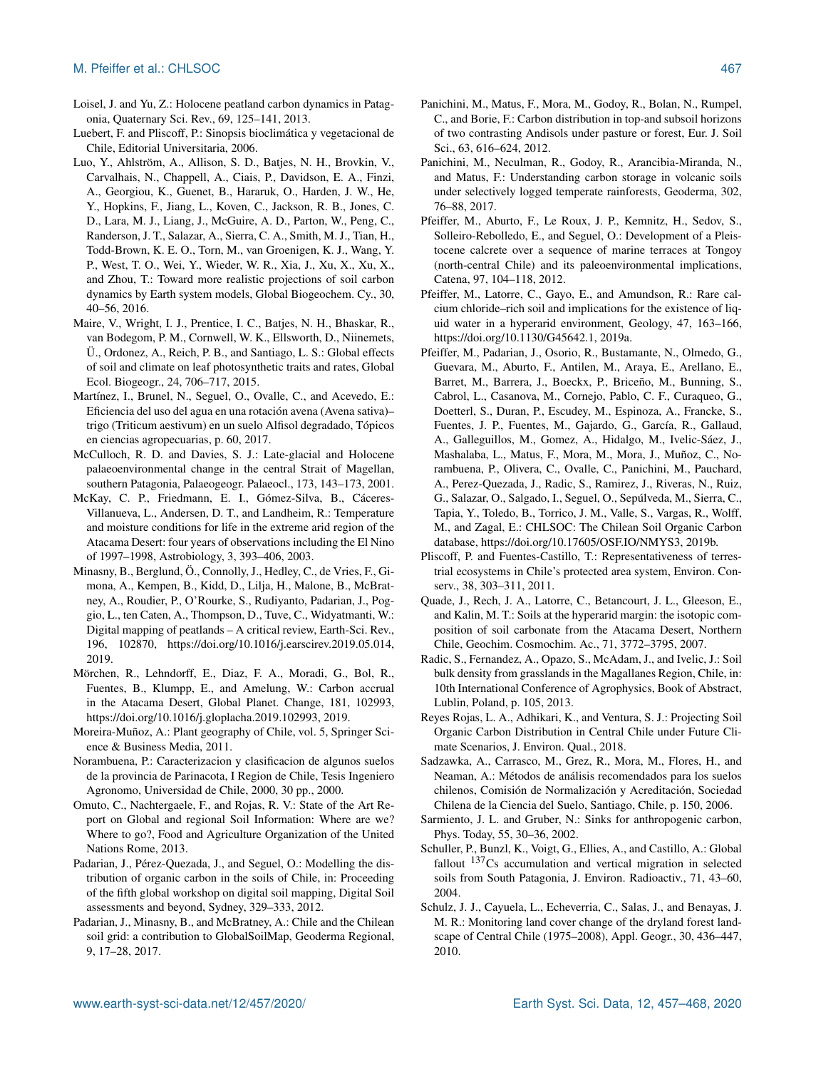Loisel, J. and Yu, Z.: Holocene peatland carbon dynamics in Patagonia, Quaternary Sci. Rev., 69, 125–141, 2013.

Luebert, F. and Pliscoff, P.: Sinopsis bioclimática y vegetacional de Chile, Editorial Universitaria, 2006.

Luo, Y., Ahlström, A., Allison, S. D., Batjes, N. H., Brovkin, V., Carvalhais, N., Chappell, A., Ciais, P., Davidson, E. A., Finzi, A., Georgiou, K., Guenet, B., Hararuk, O., Harden, J. W., He, Y., Hopkins, F., Jiang, L., Koven, C., Jackson, R. B., Jones, C. D., Lara, M. J., Liang, J., McGuire, A. D., Parton, W., Peng, C., Randerson, J. T., Salazar, A., Sierra, C. A., Smith, M. J., Tian, H., Todd-Brown, K. E. O., Torn, M., van Groenigen, K. J., Wang, Y. P., West, T. O., Wei, Y., Wieder, W. R., Xia, J., Xu, X., Xu, X., and Zhou, T.: Toward more realistic projections of soil carbon dynamics by Earth system models, Global Biogeochem. Cy., 30, 40–56, 2016.

Maire, V., Wright, I. J., Prentice, I. C., Batjes, N. H., Bhaskar, R., van Bodegom, P. M., Cornwell, W. K., Ellsworth, D., Niinemets, Ü., Ordonez, A., Reich, P. B., and Santiago, L. S.: Global effects of soil and climate on leaf photosynthetic traits and rates, Global Ecol. Biogeogr., 24, 706–717, 2015.

Martínez, I., Brunel, N., Seguel, O., Ovalle, C., and Acevedo, E.: Eficiencia del uso del agua en una rotación avena (Avena sativa)–trigo (Triticum aestivum) en un suelo Alfisol degradado, Tópicos en ciencias agropecuarias, p. 60, 2017.

McCulloch, R. D. and Davies, S. J.: Late-glacial and Holocene palaeoenvironmental change in the central Strait of Magellan, southern Patagonia, Palaeogeogr. Palaeocl., 173, 143–173, 2001.

McKay, C. P., Friedmann, E. I., Gómez-Silva, B., Cáceres-Villanueva, L., Andersen, D. T., and Landheim, R.: Temperature and moisture conditions for life in the extreme arid region of the Atacama Desert: four years of observations including the El Nino of 1997–1998, Astrobiology, 3, 393–406, 2003.

Minasny, B., Berglund, Ö., Connolly, J., Hedley, C., de Vries, F., Gimona, A., Kempen, B., Kidd, D., Lilja, H., Malone, B., McBratney, A., Roudier, P., O'Rourke, S., Rudiyanto, Padarian, J., Poggio, L., ten Caten, A., Thompson, D., Tuve, C., Widyatmanti, W.: Digital mapping of peatlands – A critical review, Earth-Sci. Rev., 196, 102870, https://doi.org/10.1016/j.earscirev.2019.05.014, 2019.

Mörchen, R., Lehndorff, E., Diaz, F. A., Moradi, G., Bol, R., Fuentes, B., Klumpp, E., and Amelung, W.: Carbon accrual in the Atacama Desert, Global Planet. Change, 181, 102993, https://doi.org/10.1016/j.gloplacha.2019.102993, 2019.

Moreira-Muñoz, A.: Plant geography of Chile, vol. 5, Springer Science & Business Media, 2011.

Norambuena, P.: Caracterizacion y clasificacion de algunos suelos de la provincia de Parinacota, I Region de Chile, Tesis Ingeniero Agronomo, Universidad de Chile, 2000, 30 pp., 2000.

Omuto, C., Nachtergaele, F., and Rojas, R. V.: State of the Art Report on Global and regional Soil Information: Where are we? Where to go?, Food and Agriculture Organization of the United Nations Rome, 2013.

Padarian, J., Pérez-Quezada, J., and Seguel, O.: Modelling the distribution of organic carbon in the soils of Chile, in: Proceeding of the fifth global workshop on digital soil mapping, Digital Soil assessments and beyond, Sydney, 329–333, 2012.

Padarian, J., Minasny, B., and McBratney, A.: Chile and the Chilean soil grid: a contribution to GlobalSoilMap, Geoderma Regional, 9, 17–28, 2017.

Panichini, M., Matus, F., Mora, M., Godoy, R., Bolan, N., Rumpel, C., and Borie, F.: Carbon distribution in top-and subsoil horizons of two contrasting Andisols under pasture or forest, Eur. J. Soil Sci., 63, 616–624, 2012.

Panichini, M., Neculman, R., Godoy, R., Arancibia-Miranda, N., and Matus, F.: Understanding carbon storage in volcanic soils under selectively logged temperate rainforests, Geoderma, 302, 76–88, 2017.

Pfeiffer, M., Aburto, F., Le Roux, J. P., Kemnitz, H., Sedov, S., Solleiro-Rebolledo, E., and Seguel, O.: Development of a Pleistocene calcrete over a sequence of marine terraces at Tongoy (north-central Chile) and its paleoenvironmental implications, Catena, 97, 104–118, 2012.

Pfeiffer, M., Latorre, C., Gayo, E., and Amundson, R.: Rare calcium chloride–rich soil and implications for the existence of liquid water in a hyperarid environment, Geology, 47, 163–166, https://doi.org/10.1130/G45642.1, 2019a.

Pfeiffer, M., Padarian, J., Osorio, R., Bustamante, N., Olmedo, G., Guevara, M., Aburto, F., Antilen, M., Araya, E., Arellano, E., Barret, M., Barrera, J., Boeckx, P., Briceño, M., Bunning, S., Cabrol, L., Casanova, M., Cornejo, Pablo, C. F., Curaqueo, G., Doetterl, S., Duran, P., Escudey, M., Espinoza, A., Francke, S., Fuentes, J. P., Fuentes, M., Gajardo, G., García, R., Gallaud, A., Galleguillos, M., Gomez, A., Hidalgo, M., Ivelic-Sáez, J., Mashalaba, L., Matus, F., Mora, M., Mora, J., Muñoz, C., Norambuena, P., Olivera, C., Ovalle, C., Panichini, M., Pauchard, A., Perez-Quezada, J., Radic, S., Ramirez, J., Riveras, N., Ruiz, G., Salazar, O., Salgado, I., Seguel, O., Sepúlveda, M., Sierra, C., Tapia, Y., Toledo, B., Torrico, J. M., Valle, S., Vargas, R., Wolff, M., and Zagal, E.: CHLSOC: The Chilean Soil Organic Carbon database, https://doi.org/10.17605/OSF.IO/NMYS3, 2019b.

Pliscoff, P. and Fuentes-Castillo, T.: Representativeness of terrestrial ecosystems in Chile's protected area system, Environ. Conserv., 38, 303–311, 2011.

Quade, J., Rech, J. A., Latorre, C., Betancourt, J. L., Gleeson, E., and Kalin, M. T.: Soils at the hyperarid margin: the isotopic composition of soil carbonate from the Atacama Desert, Northern Chile, Geochim. Cosmochim. Ac., 71, 3772–3795, 2007.

Radic, S., Fernandez, A., Opazo, S., McAdam, J., and Ivelic, J.: Soil bulk density from grasslands in the Magallanes Region, Chile, in: 10th International Conference of Agrophysics, Book of Abstract, Lublin, Poland, p. 105, 2013.

Reyes Rojas, L. A., Adhikari, K., and Ventura, S. J.: Projecting Soil Organic Carbon Distribution in Central Chile under Future Climate Scenarios, J. Environ. Qual., 2018.

Sadzawka, A., Carrasco, M., Grez, R., Mora, M., Flores, H., and Neaman, A.: Métodos de análisis recomendados para los suelos chilenos, Comisión de Normalización y Acreditación, Sociedad Chilena de la Ciencia del Suelo, Santiago, Chile, p. 150, 2006.

Sarmiento, J. L. and Gruber, N.: Sinks for anthropogenic carbon, Phys. Today, 55, 30–36, 2002.

Schuller, P., Bunzl, K., Voigt, G., Ellies, A., and Castillo, A.: Global fallout $^{137}$Cs accumulation and vertical migration in selected soils from South Patagonia, J. Environ. Radioactiv., 71, 43–60, 2004.

Schulz, J. J., Cayuela, L., Echeverria, C., Salas, J., and Benayas, J. M. R.: Monitoring land cover change of the dryland forest landscape of Central Chile (1975–2008), Appl. Geogr., 30, 436–447, 2010.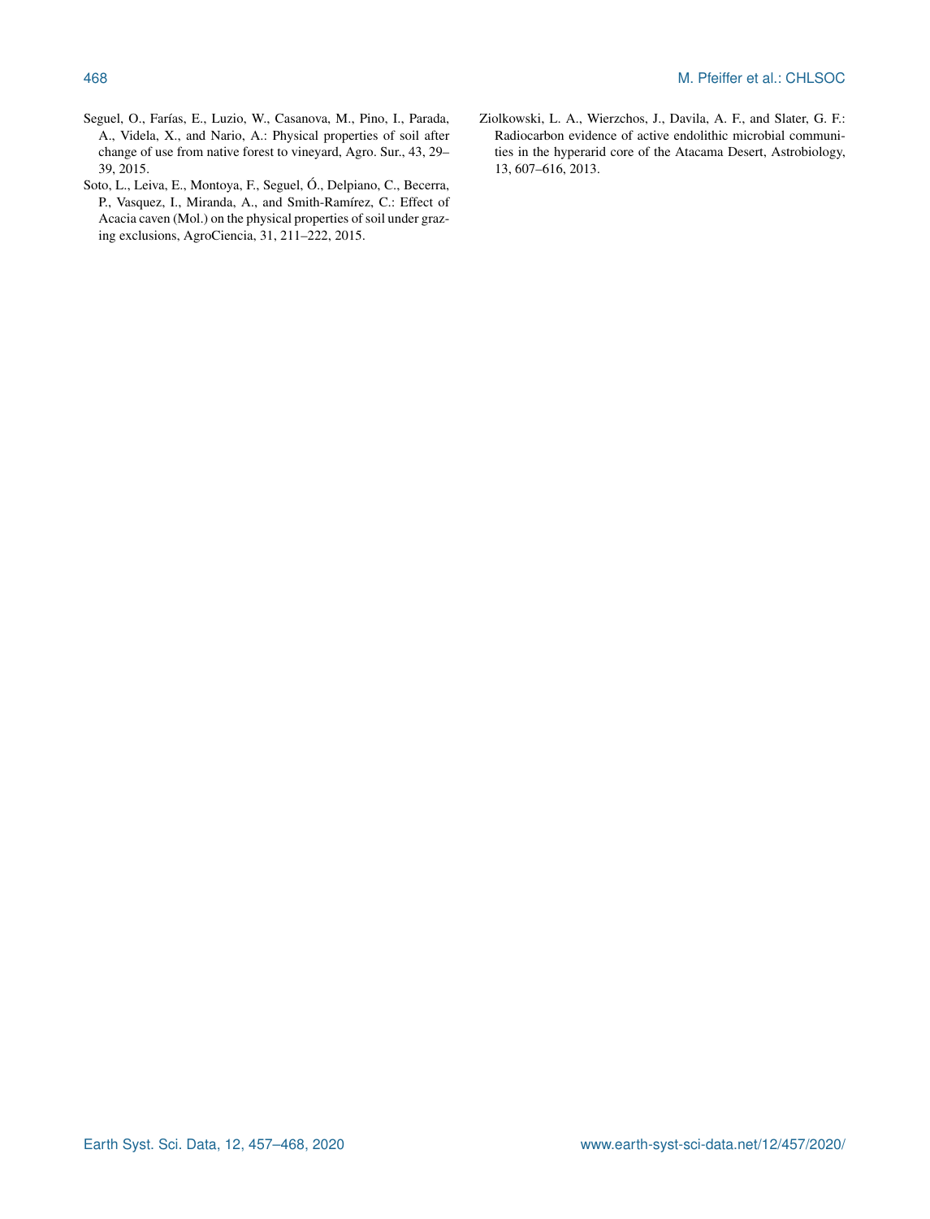Seguel, O., Farías, E., Luzio, W., Casanova, M., Pino, I., Parada, A., Videla, X., and Nario, A.: Physical properties of soil after change of use from native forest to vineyard, Agro. Sur., 43, 29–39, 2015.

Soto, L., Leiva, E., Montoya, F., Seguel, Ó., Delpiano, C., Becerra, P., Vasquez, I., Miranda, A., and Smith-Ramírez, C.: Effect of Acacia caven (Mol.) on the physical properties of soil under grazing exclusions, AgroCiencia, 31, 211–222, 2015.

Ziolkowski, L. A., Wierzchos, J., Davila, A. F., and Slater, G. F.: Radiocarbon evidence of active endolithic microbial communities in the hyperarid core of the Atacama Desert, Astrobiology, 13, 607–616, 2013.